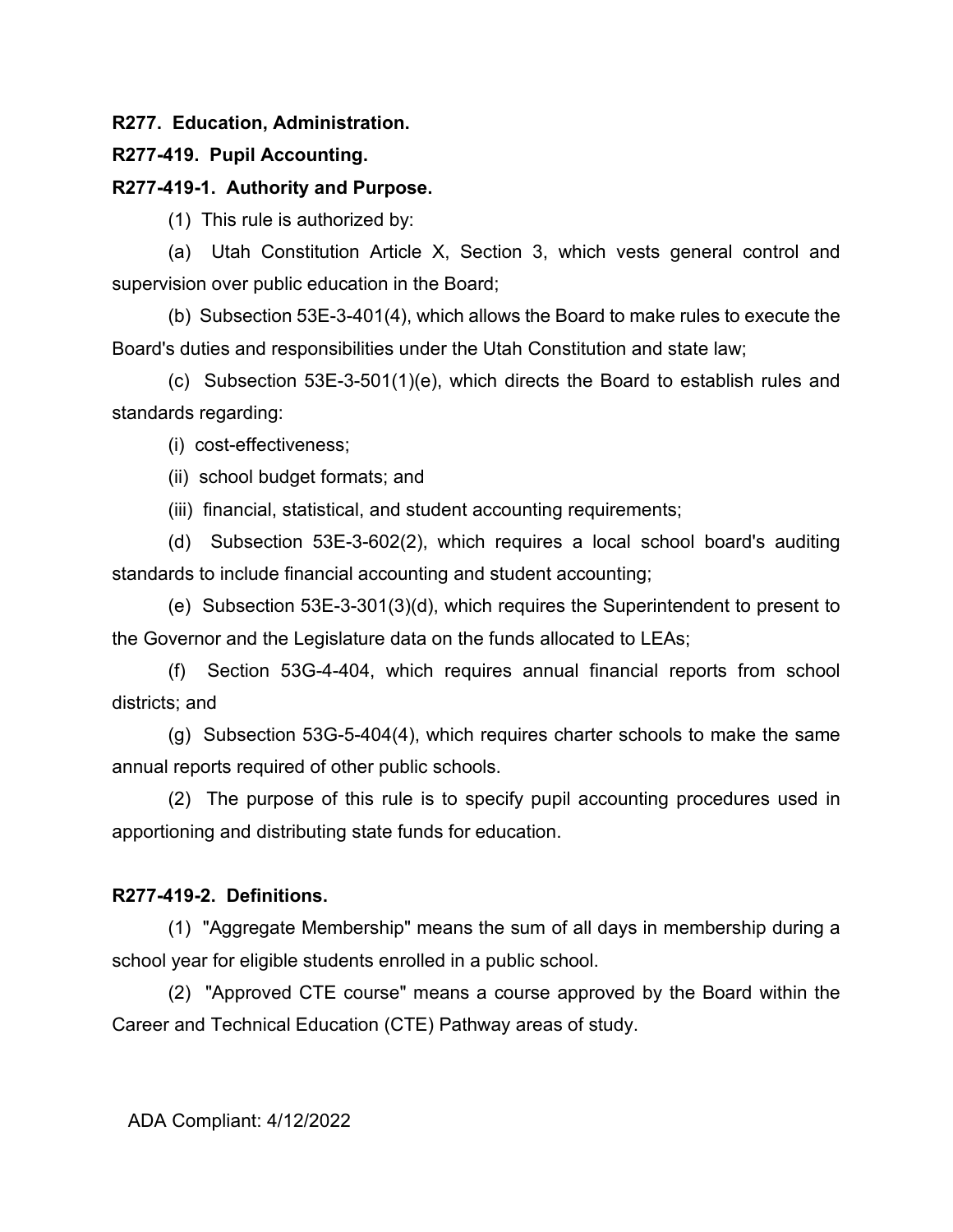**R277. Education, Administration.**

**R277-419. Pupil Accounting.**

**R277-419-1. Authority and Purpose.**

(1) This rule is authorized by:

(a) Utah Constitution Article X, Section 3, which vests general control and supervision over public education in the Board;

(b) Subsection 53E-3-401(4), which allows the Board to make rules to execute the Board's duties and responsibilities under the Utah Constitution and state law;

(c) Subsection 53E-3-501(1)(e), which directs the Board to establish rules and standards regarding:

(i) cost-effectiveness;

(ii) school budget formats; and

(iii) financial, statistical, and student accounting requirements;

(d) Subsection 53E-3-602(2), which requires a local school board's auditing standards to include financial accounting and student accounting;

(e) Subsection 53E-3-301(3)(d), which requires the Superintendent to present to the Governor and the Legislature data on the funds allocated to LEAs;

(f) Section 53G-4-404, which requires annual financial reports from school districts; and

(g) Subsection 53G-5-404(4), which requires charter schools to make the same annual reports required of other public schools.

(2) The purpose of this rule is to specify pupil accounting procedures used in apportioning and distributing state funds for education.

**R277-419-2. Definitions.**

(1) "Aggregate Membership" means the sum of all days in membership during a school year for eligible students enrolled in a public school.

(2) "Approved CTE course" means a course approved by the Board within the Career and Technical Education (CTE) Pathway areas of study.

ADA Compliant: 4/12/2022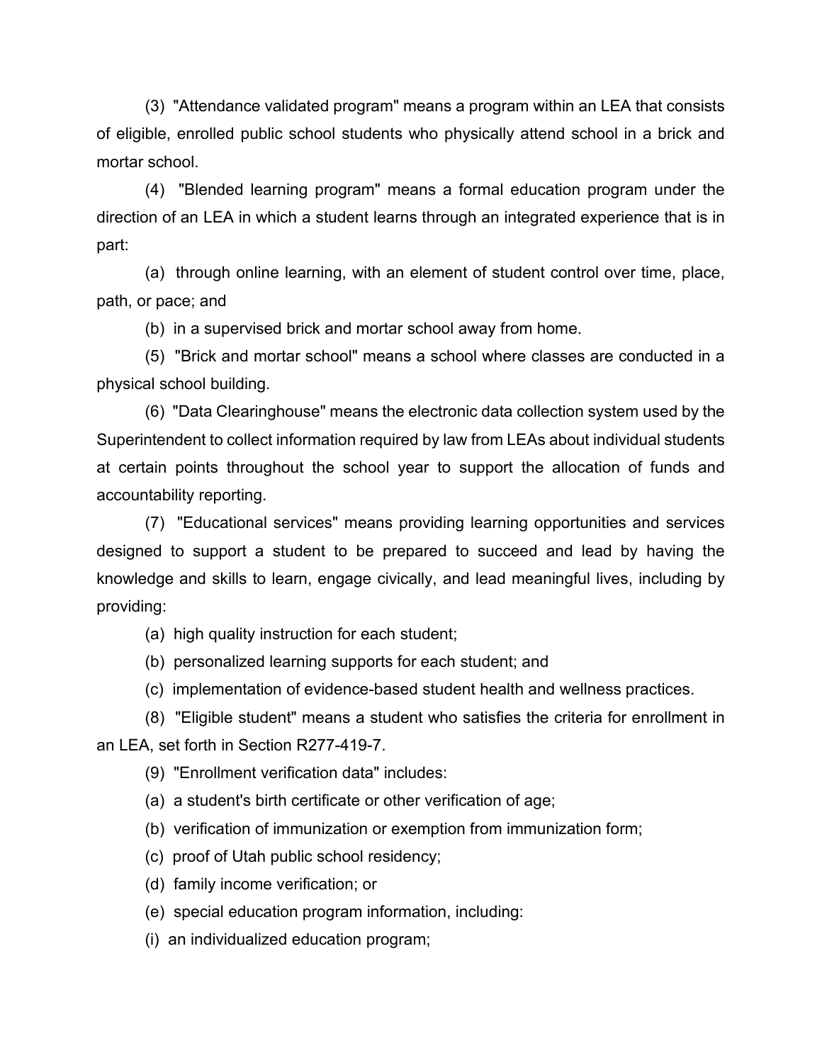(3) "Attendance validated program" means a program within an LEA that consists of eligible, enrolled public school students who physically attend school in a brick and mortar school.

(4) "Blended learning program" means a formal education program under the direction of an LEA in which a student learns through an integrated experience that is in part:

(a) through online learning, with an element of student control over time, place, path, or pace; and

(b) in a supervised brick and mortar school away from home.

(5) "Brick and mortar school" means a school where classes are conducted in a physical school building.

(6) "Data Clearinghouse" means the electronic data collection system used by the Superintendent to collect information required by law from LEAs about individual students at certain points throughout the school year to support the allocation of funds and accountability reporting.

(7) "Educational services" means providing learning opportunities and services designed to support a student to be prepared to succeed and lead by having the knowledge and skills to learn, engage civically, and lead meaningful lives, including by providing:

(a) high quality instruction for each student;

(b) personalized learning supports for each student; and

(c) implementation of evidence-based student health and wellness practices.

(8) "Eligible student" means a student who satisfies the criteria for enrollment in an LEA, set forth in Section R277-419-7.

(9) "Enrollment verification data" includes:

(a) a student's birth certificate or other verification of age;

(b) verification of immunization or exemption from immunization form;

(c) proof of Utah public school residency;

(d) family income verification; or

(e) special education program information, including:

(i) an individualized education program;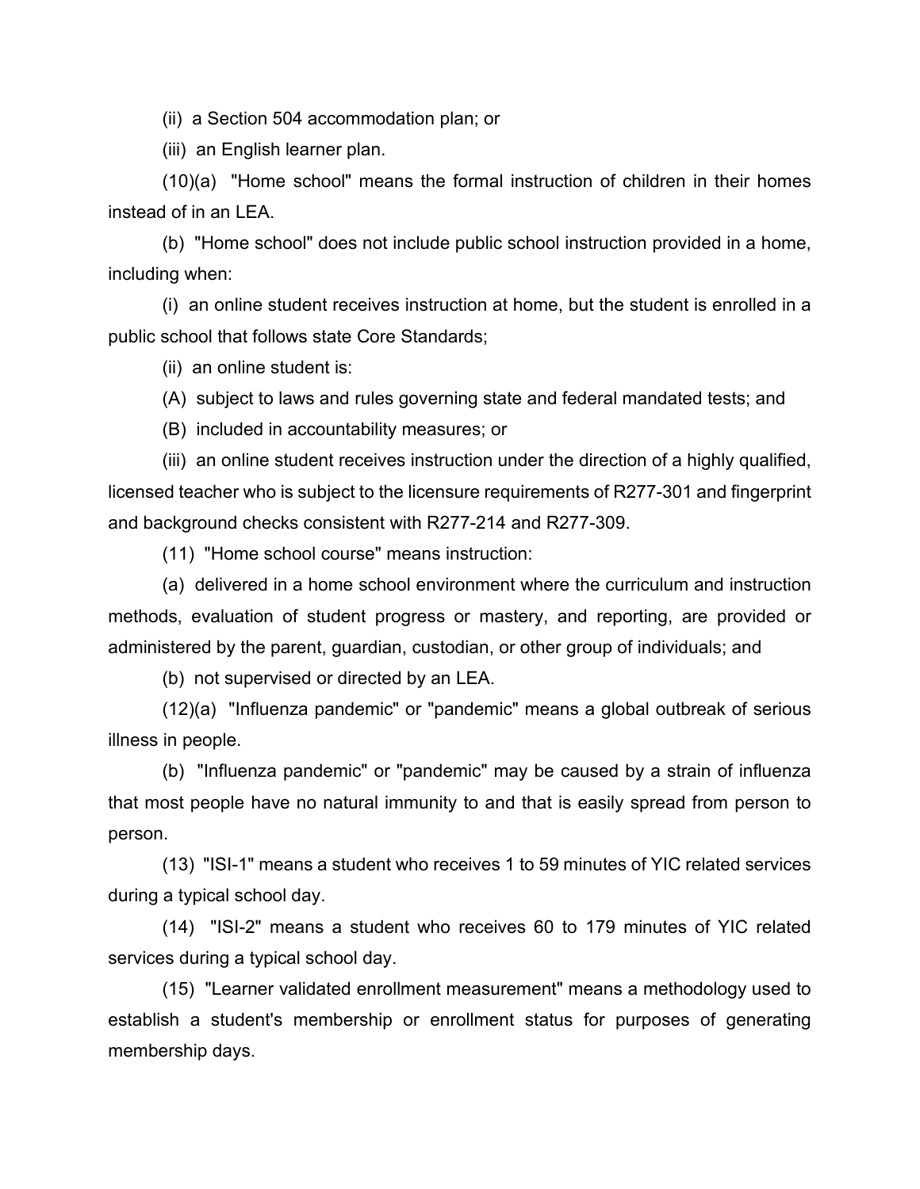(ii) a Section 504 accommodation plan; or

(iii) an English learner plan.

(10)(a) "Home school" means the formal instruction of children in their homes instead of in an LEA.

(b) "Home school" does not include public school instruction provided in a home, including when:

(i) an online student receives instruction at home, but the student is enrolled in a public school that follows state Core Standards;

(ii) an online student is:

(A) subject to laws and rules governing state and federal mandated tests; and

(B) included in accountability measures; or

(iii) an online student receives instruction under the direction of a highly qualified, licensed teacher who is subject to the licensure requirements of R277-301 and fingerprint and background checks consistent with R277-214 and R277-309.

(11) "Home school course" means instruction:

(a) delivered in a home school environment where the curriculum and instruction methods, evaluation of student progress or mastery, and reporting, are provided or administered by the parent, guardian, custodian, or other group of individuals; and

(b) not supervised or directed by an LEA.

(12)(a) "Influenza pandemic" or "pandemic" means a global outbreak of serious illness in people.

(b) "Influenza pandemic" or "pandemic" may be caused by a strain of influenza that most people have no natural immunity to and that is easily spread from person to person.

(13) "ISI-1" means a student who receives 1 to 59 minutes of YIC related services during a typical school day.

(14) "ISI-2" means a student who receives 60 to 179 minutes of YIC related services during a typical school day.

(15) "Learner validated enrollment measurement" means a methodology used to establish a student's membership or enrollment status for purposes of generating membership days.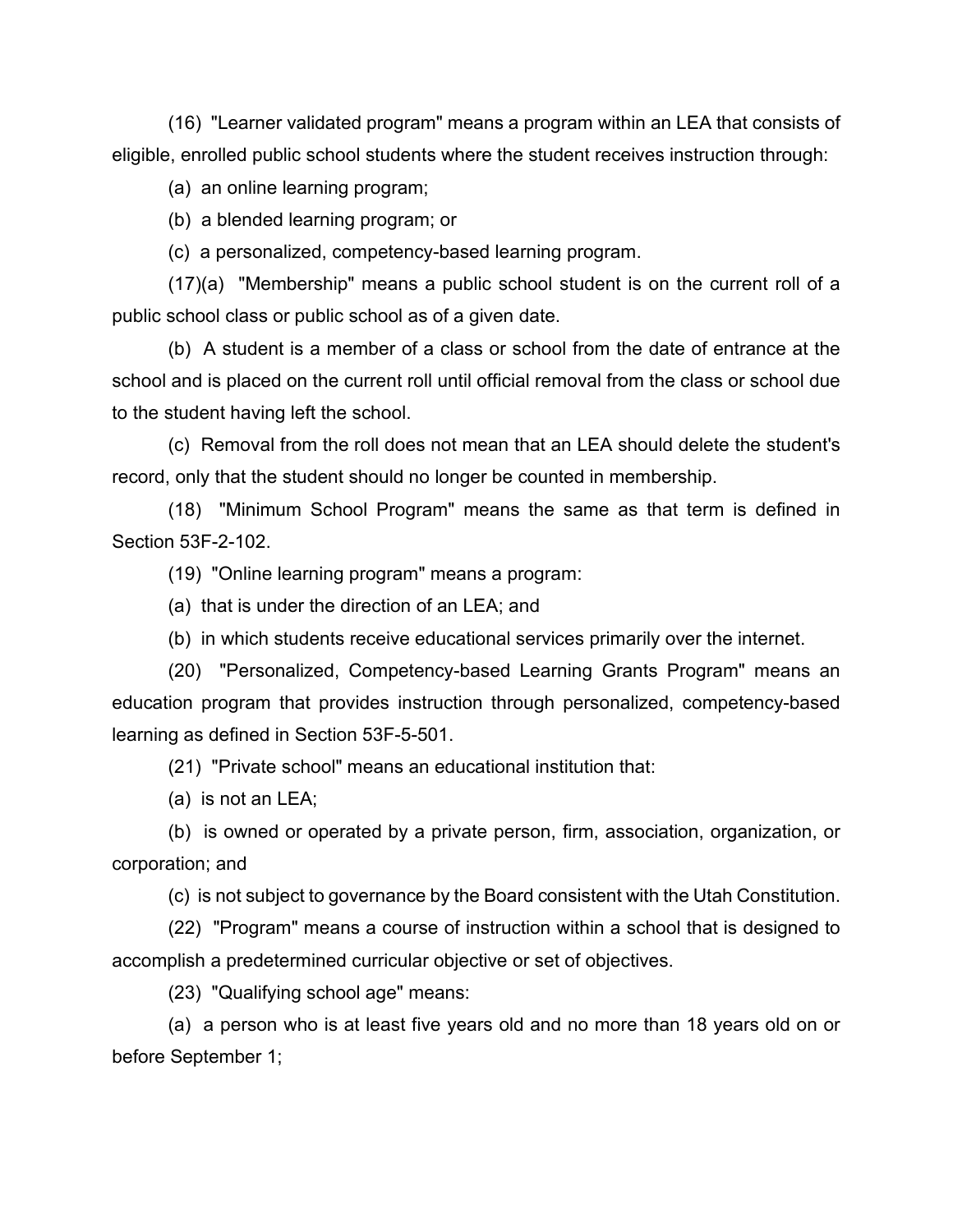(16) "Learner validated program" means a program within an LEA that consists of eligible, enrolled public school students where the student receives instruction through:

(a) an online learning program;

(b) a blended learning program; or

(c) a personalized, competency-based learning program.

(17)(a) "Membership" means a public school student is on the current roll of a public school class or public school as of a given date.

(b) A student is a member of a class or school from the date of entrance at the school and is placed on the current roll until official removal from the class or school due to the student having left the school.

(c) Removal from the roll does not mean that an LEA should delete the student's record, only that the student should no longer be counted in membership.

(18) "Minimum School Program" means the same as that term is defined in Section 53F-2-102.

(19) "Online learning program" means a program:

(a) that is under the direction of an LEA; and

(b) in which students receive educational services primarily over the internet.

(20) "Personalized, Competency-based Learning Grants Program" means an education program that provides instruction through personalized, competency-based learning as defined in Section 53F-5-501.

(21) "Private school" means an educational institution that:

(a) is not an LEA;

(b) is owned or operated by a private person, firm, association, organization, or corporation; and

(c) is not subject to governance by the Board consistent with the Utah Constitution.

(22) "Program" means a course of instruction within a school that is designed to accomplish a predetermined curricular objective or set of objectives.

(23) "Qualifying school age" means:

(a) a person who is at least five years old and no more than 18 years old on or before September 1;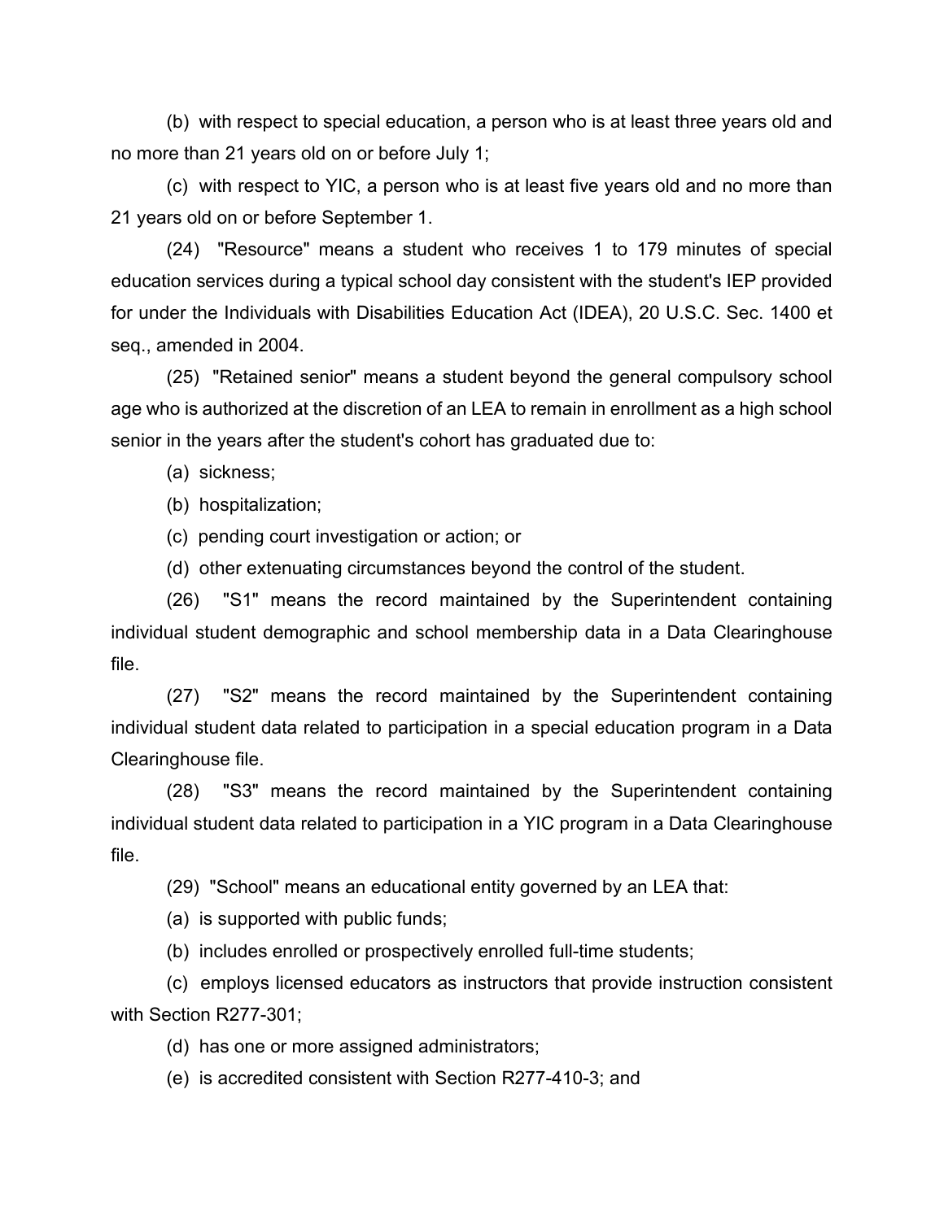(b) with respect to special education, a person who is at least three years old and no more than 21 years old on or before July 1;

(c) with respect to YIC, a person who is at least five years old and no more than 21 years old on or before September 1.

(24) "Resource" means a student who receives 1 to 179 minutes of special education services during a typical school day consistent with the student's IEP provided for under the Individuals with Disabilities Education Act (IDEA), 20 U.S.C. Sec. 1400 et seq., amended in 2004.

(25) "Retained senior" means a student beyond the general compulsory school age who is authorized at the discretion of an LEA to remain in enrollment as a high school senior in the years after the student's cohort has graduated due to:

(a) sickness;

(b) hospitalization;

(c) pending court investigation or action; or

(d) other extenuating circumstances beyond the control of the student.

(26) "S1" means the record maintained by the Superintendent containing individual student demographic and school membership data in a Data Clearinghouse file.

(27) "S2" means the record maintained by the Superintendent containing individual student data related to participation in a special education program in a Data Clearinghouse file.

(28) "S3" means the record maintained by the Superintendent containing individual student data related to participation in a YIC program in a Data Clearinghouse file.

(29) "School" means an educational entity governed by an LEA that:

(a) is supported with public funds;

(b) includes enrolled or prospectively enrolled full-time students;

(c) employs licensed educators as instructors that provide instruction consistent with Section R277-301;

(d) has one or more assigned administrators;

(e) is accredited consistent with Section R277-410-3; and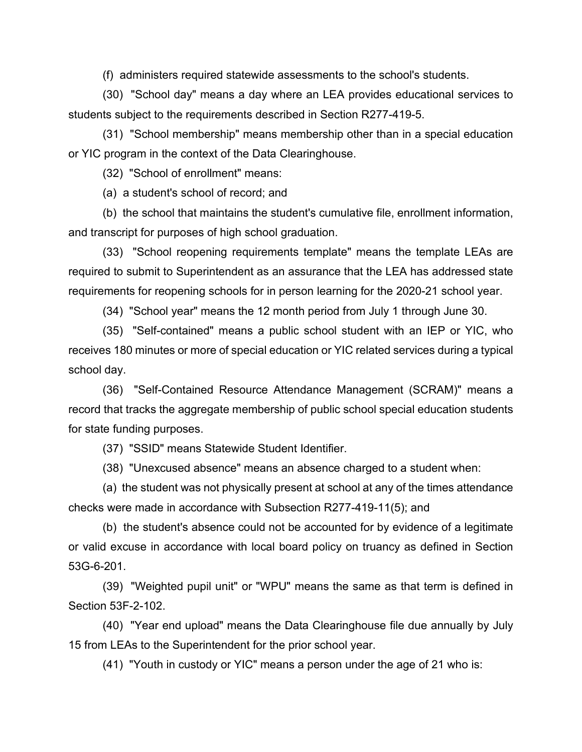(f) administers required statewide assessments to the school's students.

(30) "School day" means a day where an LEA provides educational services to students subject to the requirements described in Section R277-419-5.

(31) "School membership" means membership other than in a special education or YIC program in the context of the Data Clearinghouse.

(32) "School of enrollment" means:

(a) a student's school of record; and

(b) the school that maintains the student's cumulative file, enrollment information, and transcript for purposes of high school graduation.

(33) "School reopening requirements template" means the template LEAs are required to submit to Superintendent as an assurance that the LEA has addressed state requirements for reopening schools for in person learning for the 2020-21 school year.

(34) "School year" means the 12 month period from July 1 through June 30.

(35) "Self-contained" means a public school student with an IEP or YIC, who receives 180 minutes or more of special education or YIC related services during a typical school day.

(36) "Self-Contained Resource Attendance Management (SCRAM)" means a record that tracks the aggregate membership of public school special education students for state funding purposes.

(37) "SSID" means Statewide Student Identifier.

(38) "Unexcused absence" means an absence charged to a student when:

(a) the student was not physically present at school at any of the times attendance checks were made in accordance with Subsection R277-419-11(5); and

(b) the student's absence could not be accounted for by evidence of a legitimate or valid excuse in accordance with local board policy on truancy as defined in Section 53G-6-201.

(39) "Weighted pupil unit" or "WPU" means the same as that term is defined in Section 53F-2-102.

(40) "Year end upload" means the Data Clearinghouse file due annually by July 15 from LEAs to the Superintendent for the prior school year.

(41) "Youth in custody or YIC" means a person under the age of 21 who is: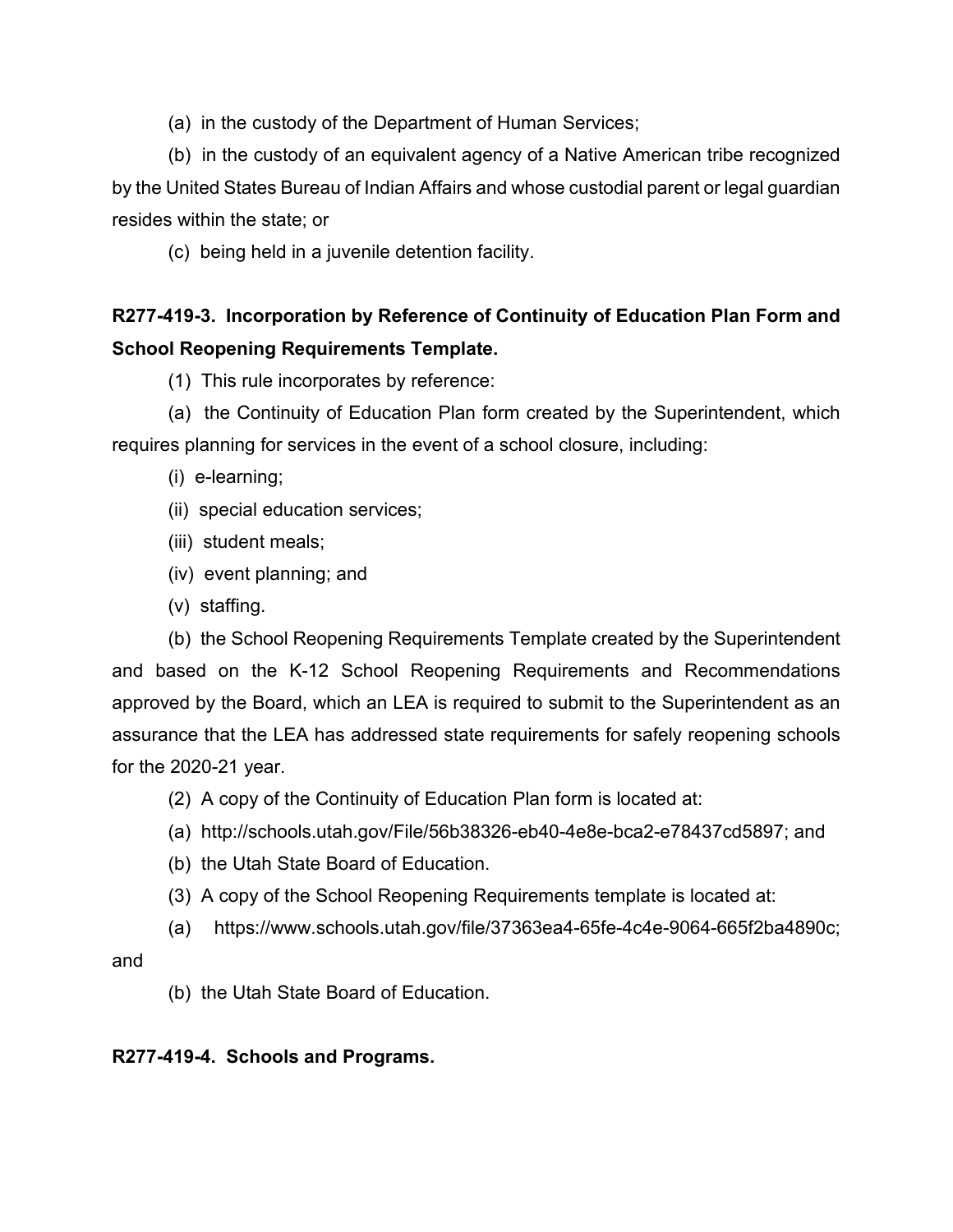(a) in the custody of the Department of Human Services;

(b) in the custody of an equivalent agency of a Native American tribe recognized by the United States Bureau of Indian Affairs and whose custodial parent or legal guardian resides within the state; or

(c) being held in a juvenile detention facility.

**R277-419-3. Incorporation by Reference of Continuity of Education Plan Form and School Reopening Requirements Template.**

(1) This rule incorporates by reference:

(a) the Continuity of Education Plan form created by the Superintendent, which requires planning for services in the event of a school closure, including:

(i) e-learning;

(ii) special education services;

(iii) student meals;

(iv) event planning; and

(v) staffing.

(b) the School Reopening Requirements Template created by the Superintendent and based on the K-12 School Reopening Requirements and Recommendations approved by the Board, which an LEA is required to submit to the Superintendent as an assurance that the LEA has addressed state requirements for safely reopening schools for the 2020-21 year.

(2) A copy of the Continuity of Education Plan form is located at:

(a) http://schools.utah.gov/File/56b38326-eb40-4e8e-bca2-e78437cd5897; and

(b) the Utah State Board of Education.

(3) A copy of the School Reopening Requirements template is located at:

(a) https://www.schools.utah.gov/file/37363ea4-65fe-4c4e-9064-665f2ba4890c; and

(b) the Utah State Board of Education.

**R277-419-4. Schools and Programs.**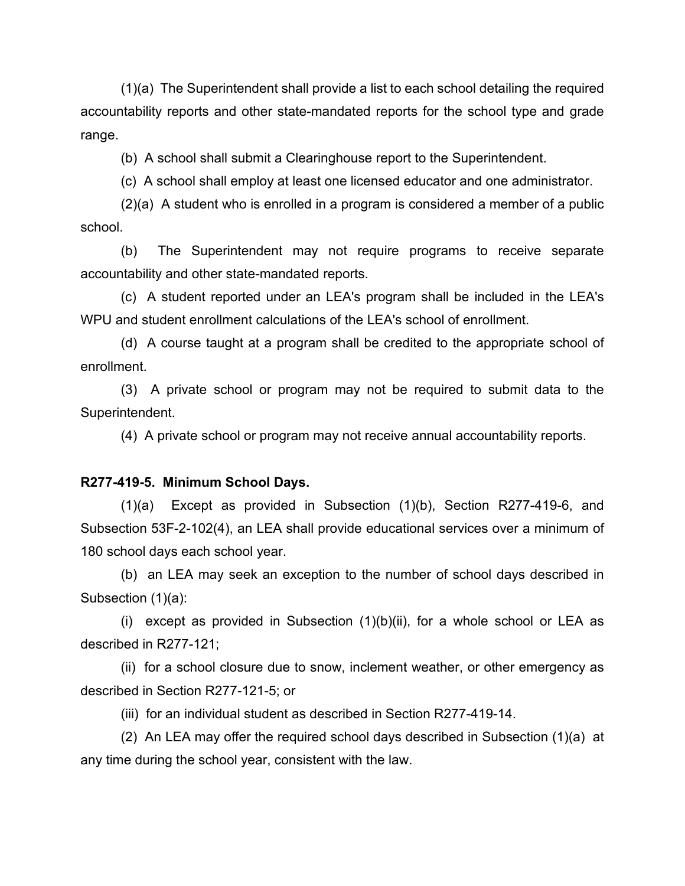(1)(a) The Superintendent shall provide a list to each school detailing the required accountability reports and other state-mandated reports for the school type and grade range.

(b) A school shall submit a Clearinghouse report to the Superintendent.

(c) A school shall employ at least one licensed educator and one administrator.

(2)(a) A student who is enrolled in a program is considered a member of a public school.

(b) The Superintendent may not require programs to receive separate accountability and other state-mandated reports.

(c) A student reported under an LEA's program shall be included in the LEA's WPU and student enrollment calculations of the LEA's school of enrollment.

(d) A course taught at a program shall be credited to the appropriate school of enrollment.

(3) A private school or program may not be required to submit data to the Superintendent.

(4) A private school or program may not receive annual accountability reports.

**R277-419-5. Minimum School Days.**

(1)(a) Except as provided in Subsection (1)(b), Section R277-419-6, and Subsection 53F-2-102(4), an LEA shall provide educational services over a minimum of 180 school days each school year.

(b) an LEA may seek an exception to the number of school days described in Subsection (1)(a):

(i) except as provided in Subsection (1)(b)(ii), for a whole school or LEA as described in R277-121;

(ii) for a school closure due to snow, inclement weather, or other emergency as described in Section R277-121-5; or

(iii) for an individual student as described in Section R277-419-14.

(2) An LEA may offer the required school days described in Subsection (1)(a) at any time during the school year, consistent with the law.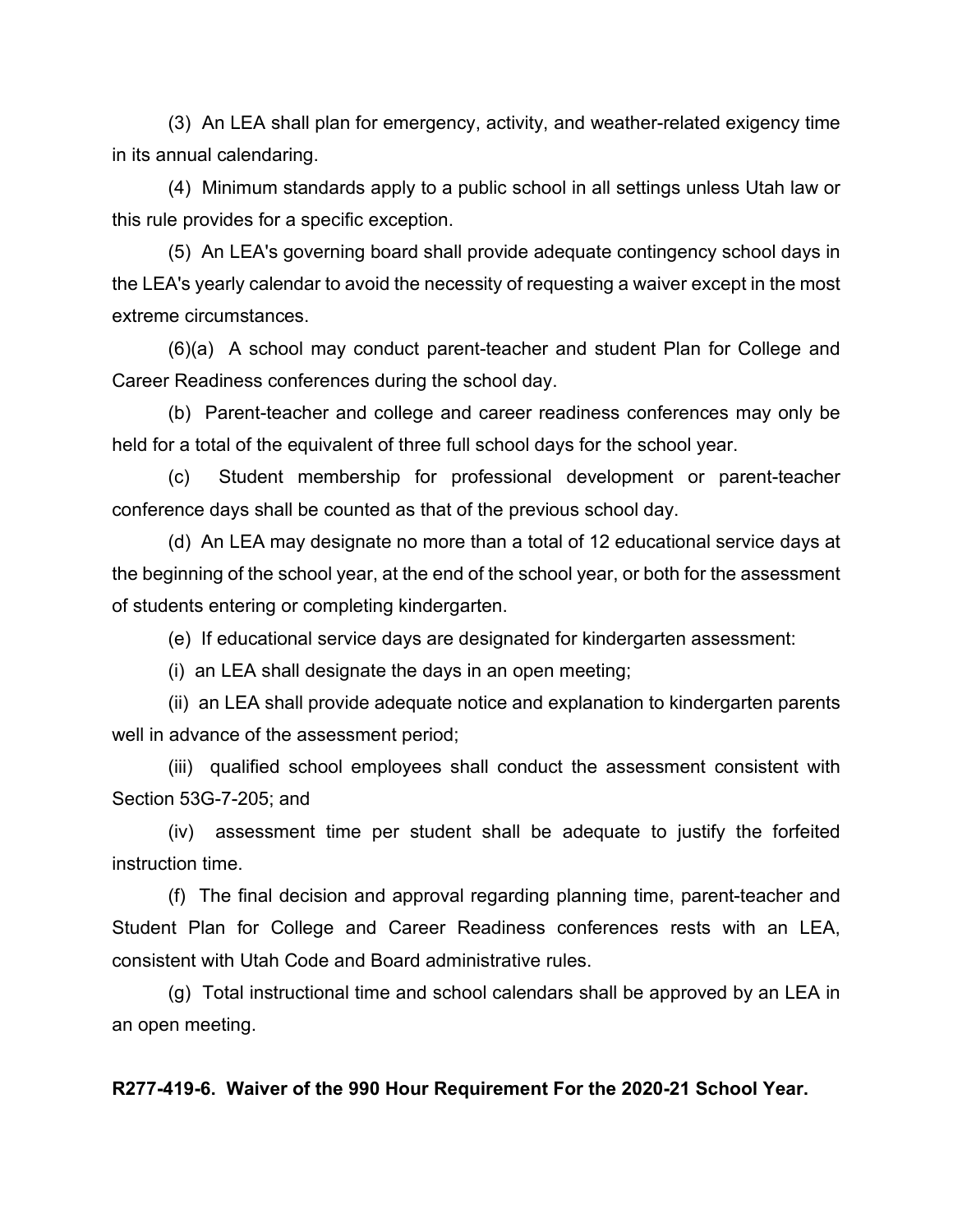(3) An LEA shall plan for emergency, activity, and weather-related exigency time in its annual calendaring.

(4) Minimum standards apply to a public school in all settings unless Utah law or this rule provides for a specific exception.

(5) An LEA's governing board shall provide adequate contingency school days in the LEA's yearly calendar to avoid the necessity of requesting a waiver except in the most extreme circumstances.

(6)(a) A school may conduct parent-teacher and student Plan for College and Career Readiness conferences during the school day.

(b) Parent-teacher and college and career readiness conferences may only be held for a total of the equivalent of three full school days for the school year.

(c) Student membership for professional development or parent-teacher conference days shall be counted as that of the previous school day.

(d) An LEA may designate no more than a total of 12 educational service days at the beginning of the school year, at the end of the school year, or both for the assessment of students entering or completing kindergarten.

(e) If educational service days are designated for kindergarten assessment:

(i) an LEA shall designate the days in an open meeting;

(ii) an LEA shall provide adequate notice and explanation to kindergarten parents well in advance of the assessment period;

(iii) qualified school employees shall conduct the assessment consistent with Section 53G-7-205; and

(iv) assessment time per student shall be adequate to justify the forfeited instruction time.

(f) The final decision and approval regarding planning time, parent-teacher and Student Plan for College and Career Readiness conferences rests with an LEA, consistent with Utah Code and Board administrative rules.

(g) Total instructional time and school calendars shall be approved by an LEA in an open meeting.

**R277-419-6. Waiver of the 990 Hour Requirement For the 2020-21 School Year.**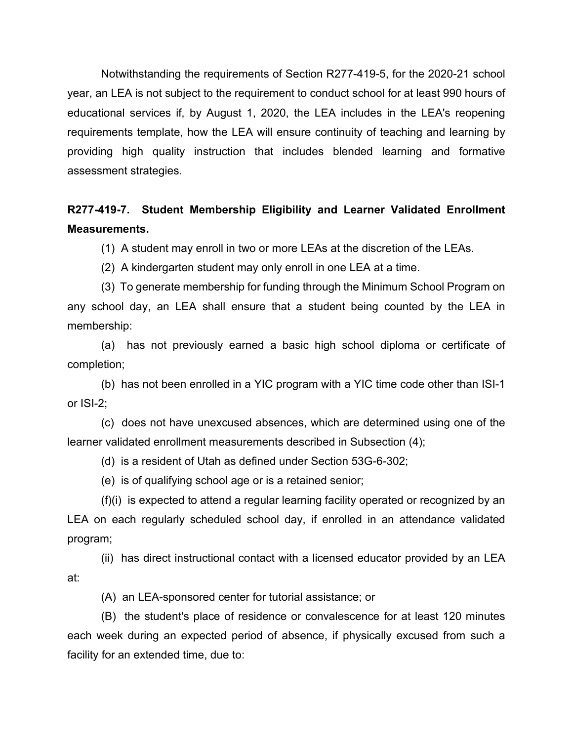Notwithstanding the requirements of Section R277-419-5, for the 2020-21 school year, an LEA is not subject to the requirement to conduct school for at least 990 hours of educational services if, by August 1, 2020, the LEA includes in the LEA's reopening requirements template, how the LEA will ensure continuity of teaching and learning by providing high quality instruction that includes blended learning and formative assessment strategies.

**R277-419-7. Student Membership Eligibility and Learner Validated Enrollment Measurements.**

(1) A student may enroll in two or more LEAs at the discretion of the LEAs.

(2) A kindergarten student may only enroll in one LEA at a time.

(3) To generate membership for funding through the Minimum School Program on any school day, an LEA shall ensure that a student being counted by the LEA in membership:

(a) has not previously earned a basic high school diploma or certificate of completion;

(b) has not been enrolled in a YIC program with a YIC time code other than ISI-1 or ISI-2;

(c) does not have unexcused absences, which are determined using one of the learner validated enrollment measurements described in Subsection (4);

(d) is a resident of Utah as defined under Section 53G-6-302;

(e) is of qualifying school age or is a retained senior;

(f)(i) is expected to attend a regular learning facility operated or recognized by an LEA on each regularly scheduled school day, if enrolled in an attendance validated program;

(ii) has direct instructional contact with a licensed educator provided by an LEA at:

(A) an LEA-sponsored center for tutorial assistance; or

(B) the student's place of residence or convalescence for at least 120 minutes each week during an expected period of absence, if physically excused from such a facility for an extended time, due to: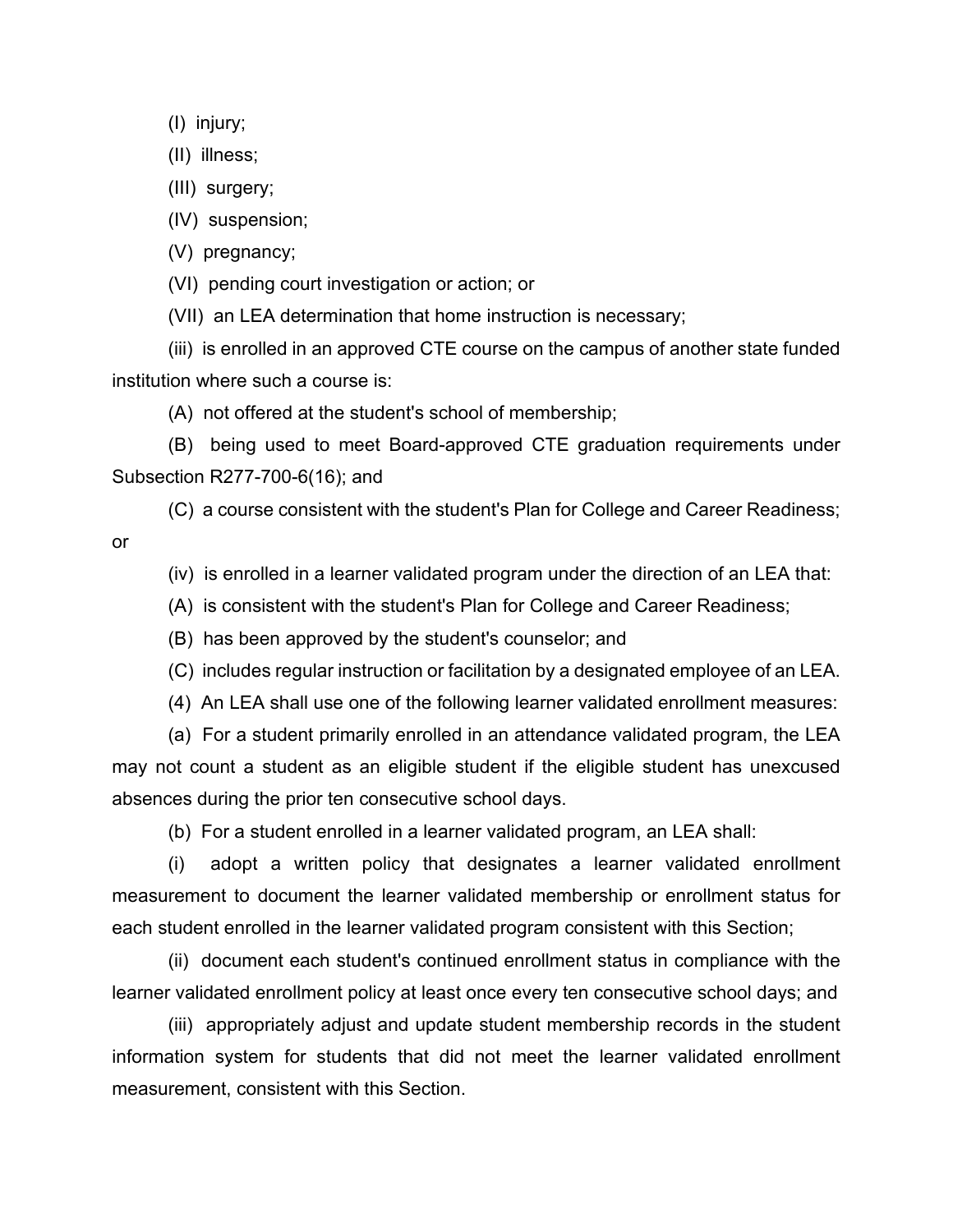(I) injury;

(II) illness;

(III) surgery;

(IV) suspension;

(V) pregnancy;

(VI) pending court investigation or action; or

(VII) an LEA determination that home instruction is necessary;

(iii) is enrolled in an approved CTE course on the campus of another state funded institution where such a course is:

(A) not offered at the student's school of membership;

(B) being used to meet Board-approved CTE graduation requirements under Subsection R277-700-6(16); and

(C) a course consistent with the student's Plan for College and Career Readiness; or

(iv) is enrolled in a learner validated program under the direction of an LEA that:

(A) is consistent with the student's Plan for College and Career Readiness;

(B) has been approved by the student's counselor; and

(C) includes regular instruction or facilitation by a designated employee of an LEA.

(4) An LEA shall use one of the following learner validated enrollment measures:

(a) For a student primarily enrolled in an attendance validated program, the LEA may not count a student as an eligible student if the eligible student has unexcused absences during the prior ten consecutive school days.

(b) For a student enrolled in a learner validated program, an LEA shall:

(i) adopt a written policy that designates a learner validated enrollment measurement to document the learner validated membership or enrollment status for each student enrolled in the learner validated program consistent with this Section;

(ii) document each student's continued enrollment status in compliance with the learner validated enrollment policy at least once every ten consecutive school days; and

(iii) appropriately adjust and update student membership records in the student information system for students that did not meet the learner validated enrollment measurement, consistent with this Section.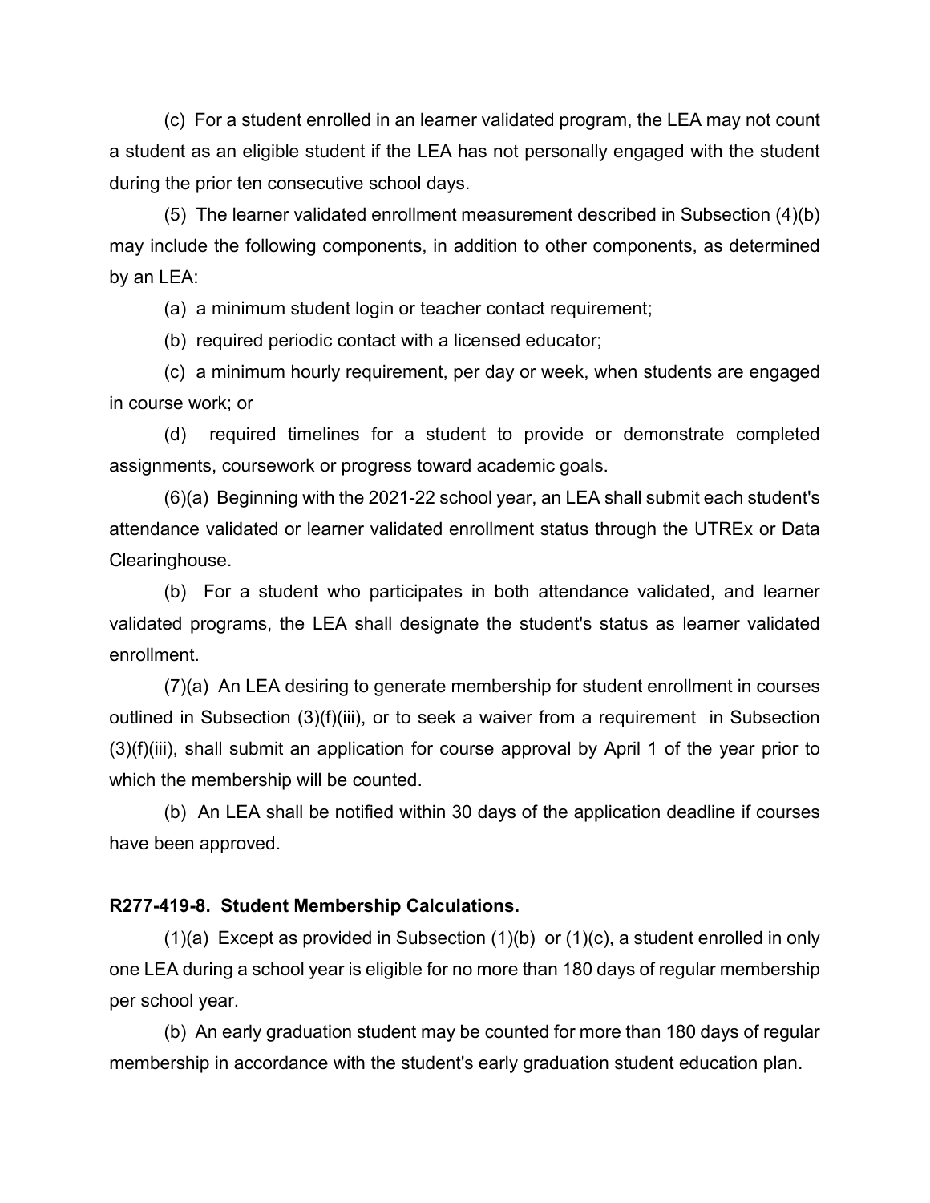(c) For a student enrolled in an learner validated program, the LEA may not count a student as an eligible student if the LEA has not personally engaged with the student during the prior ten consecutive school days.

(5) The learner validated enrollment measurement described in Subsection (4)(b) may include the following components, in addition to other components, as determined by an LEA:

(a) a minimum student login or teacher contact requirement;

(b) required periodic contact with a licensed educator;

(c) a minimum hourly requirement, per day or week, when students are engaged in course work; or

(d) required timelines for a student to provide or demonstrate completed assignments, coursework or progress toward academic goals.

(6)(a) Beginning with the 2021-22 school year, an LEA shall submit each student's attendance validated or learner validated enrollment status through the UTREx or Data Clearinghouse.

(b) For a student who participates in both attendance validated, and learner validated programs, the LEA shall designate the student's status as learner validated enrollment.

(7)(a) An LEA desiring to generate membership for student enrollment in courses outlined in Subsection (3)(f)(iii), or to seek a waiver from a requirement in Subsection (3)(f)(iii), shall submit an application for course approval by April 1 of the year prior to which the membership will be counted.

(b) An LEA shall be notified within 30 days of the application deadline if courses have been approved.

**R277-419-8. Student Membership Calculations.**

(1)(a) Except as provided in Subsection (1)(b) or (1)(c), a student enrolled in only one LEA during a school year is eligible for no more than 180 days of regular membership per school year.

(b) An early graduation student may be counted for more than 180 days of regular membership in accordance with the student's early graduation student education plan.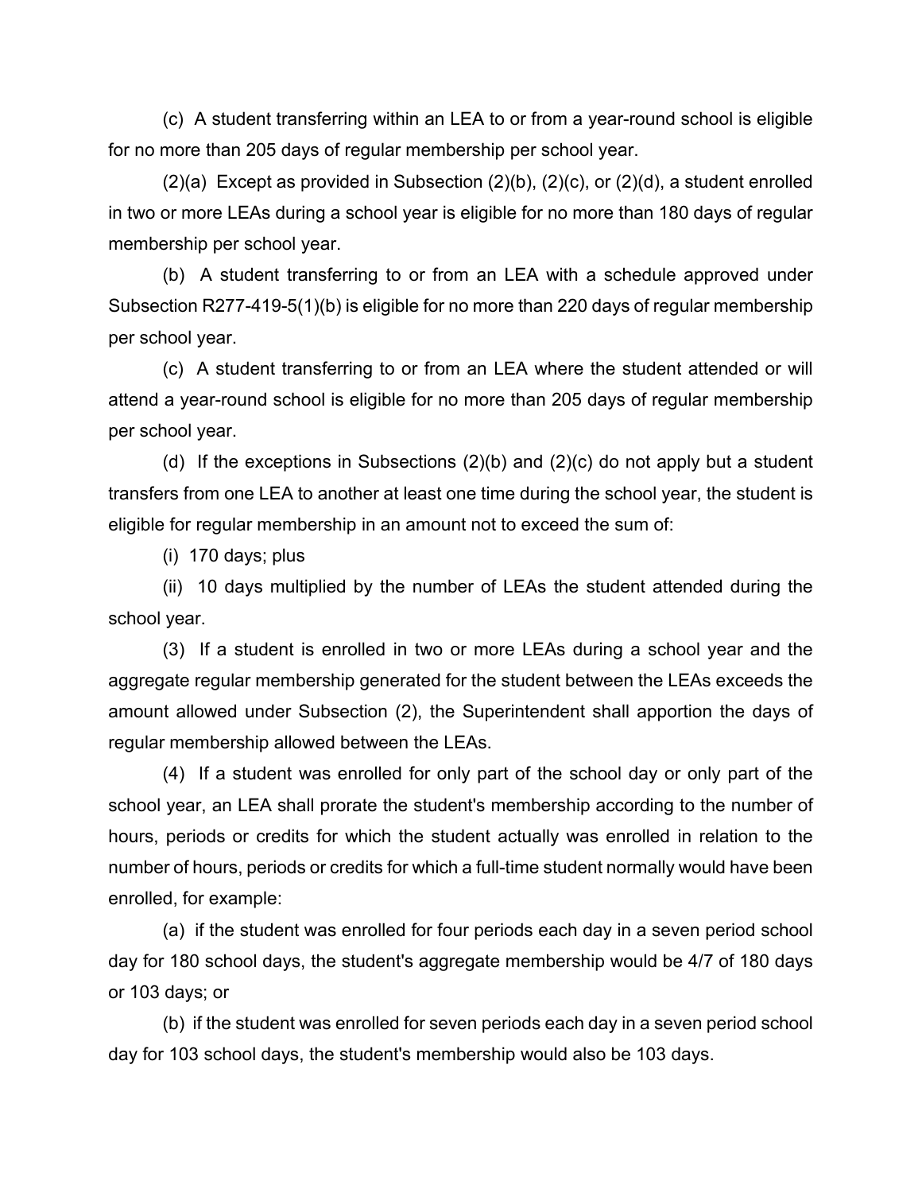(c) A student transferring within an LEA to or from a year-round school is eligible for no more than 205 days of regular membership per school year.

(2)(a) Except as provided in Subsection (2)(b), (2)(c), or (2)(d), a student enrolled in two or more LEAs during a school year is eligible for no more than 180 days of regular membership per school year.

(b) A student transferring to or from an LEA with a schedule approved under Subsection R277-419-5(1)(b) is eligible for no more than 220 days of regular membership per school year.

(c) A student transferring to or from an LEA where the student attended or will attend a year-round school is eligible for no more than 205 days of regular membership per school year.

(d) If the exceptions in Subsections (2)(b) and (2)(c) do not apply but a student transfers from one LEA to another at least one time during the school year, the student is eligible for regular membership in an amount not to exceed the sum of:

(i) 170 days; plus

(ii) 10 days multiplied by the number of LEAs the student attended during the school year.

(3) If a student is enrolled in two or more LEAs during a school year and the aggregate regular membership generated for the student between the LEAs exceeds the amount allowed under Subsection (2), the Superintendent shall apportion the days of regular membership allowed between the LEAs.

(4) If a student was enrolled for only part of the school day or only part of the school year, an LEA shall prorate the student's membership according to the number of hours, periods or credits for which the student actually was enrolled in relation to the number of hours, periods or credits for which a full-time student normally would have been enrolled, for example:

(a) if the student was enrolled for four periods each day in a seven period school day for 180 school days, the student's aggregate membership would be 4/7 of 180 days or 103 days; or

(b) if the student was enrolled for seven periods each day in a seven period school day for 103 school days, the student's membership would also be 103 days.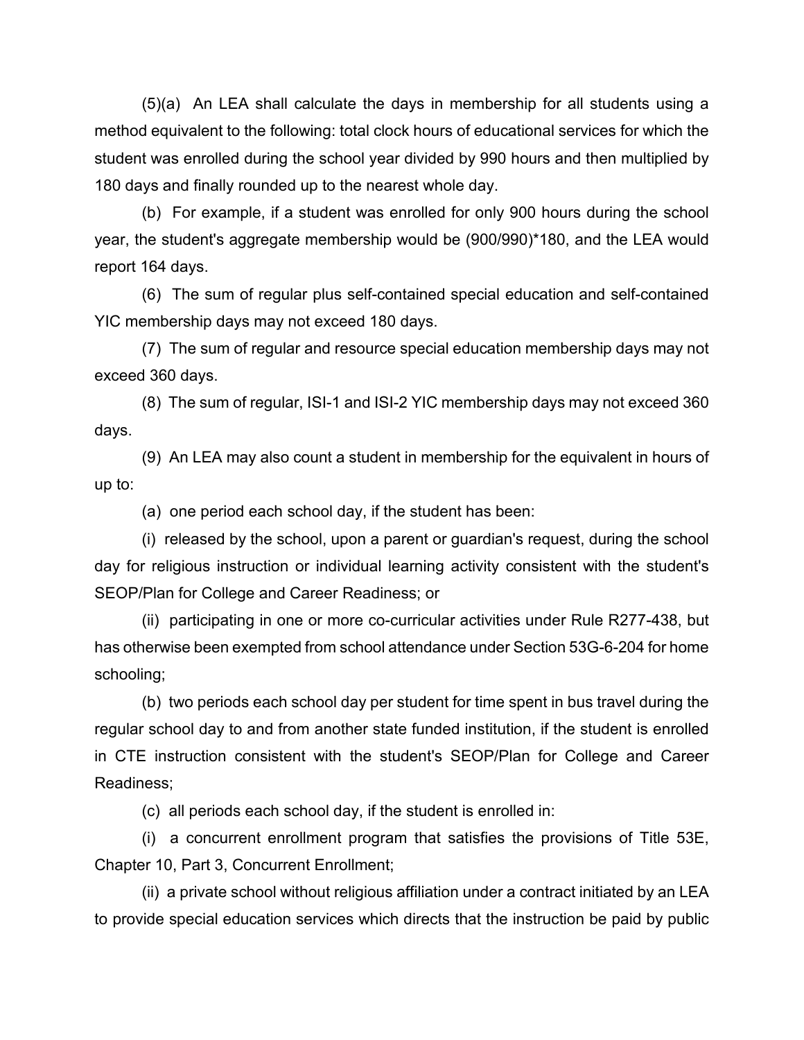(5)(a) An LEA shall calculate the days in membership for all students using a method equivalent to the following: total clock hours of educational services for which the student was enrolled during the school year divided by 990 hours and then multiplied by 180 days and finally rounded up to the nearest whole day.

(b) For example, if a student was enrolled for only 900 hours during the school year, the student's aggregate membership would be (900/990)*180, and the LEA would report 164 days.

(6) The sum of regular plus self-contained special education and self-contained YIC membership days may not exceed 180 days.

(7) The sum of regular and resource special education membership days may not exceed 360 days.

(8) The sum of regular, ISI-1 and ISI-2 YIC membership days may not exceed 360 days.

(9) An LEA may also count a student in membership for the equivalent in hours of up to:

(a) one period each school day, if the student has been:

(i) released by the school, upon a parent or guardian's request, during the school day for religious instruction or individual learning activity consistent with the student's SEOP/Plan for College and Career Readiness; or

(ii) participating in one or more co-curricular activities under Rule R277-438, but has otherwise been exempted from school attendance under Section 53G-6-204 for home schooling;

(b) two periods each school day per student for time spent in bus travel during the regular school day to and from another state funded institution, if the student is enrolled in CTE instruction consistent with the student's SEOP/Plan for College and Career Readiness;

(c) all periods each school day, if the student is enrolled in:

(i) a concurrent enrollment program that satisfies the provisions of Title 53E, Chapter 10, Part 3, Concurrent Enrollment;

(ii) a private school without religious affiliation under a contract initiated by an LEA to provide special education services which directs that the instruction be paid by public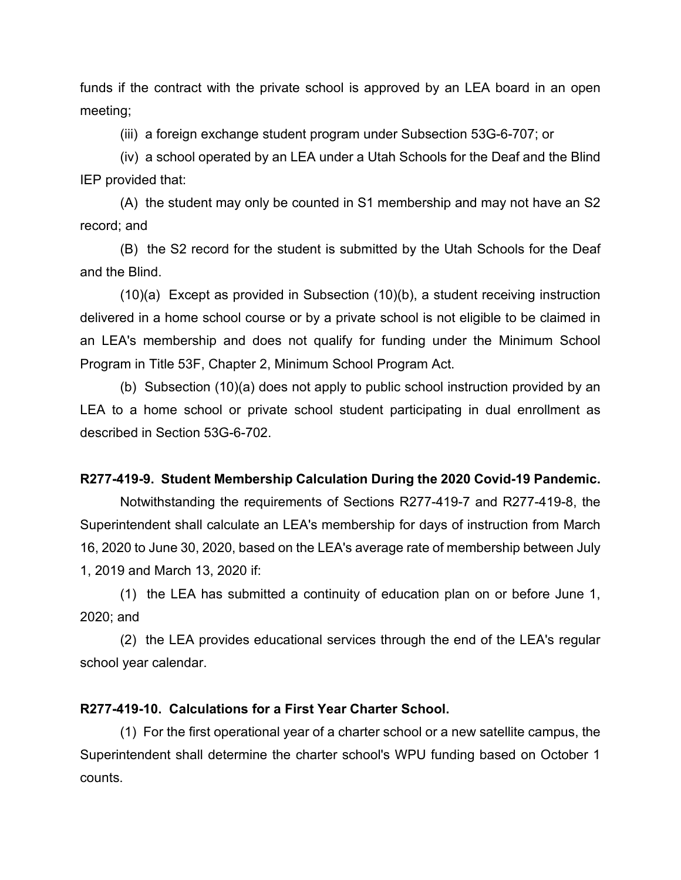funds if the contract with the private school is approved by an LEA board in an open meeting;

(iii) a foreign exchange student program under Subsection 53G-6-707; or

(iv) a school operated by an LEA under a Utah Schools for the Deaf and the Blind IEP provided that:

(A) the student may only be counted in S1 membership and may not have an S2 record; and

(B) the S2 record for the student is submitted by the Utah Schools for the Deaf and the Blind.

(10)(a) Except as provided in Subsection (10)(b), a student receiving instruction delivered in a home school course or by a private school is not eligible to be claimed in an LEA's membership and does not qualify for funding under the Minimum School Program in Title 53F, Chapter 2, Minimum School Program Act.

(b) Subsection (10)(a) does not apply to public school instruction provided by an LEA to a home school or private school student participating in dual enrollment as described in Section 53G-6-702.

**R277-419-9. Student Membership Calculation During the 2020 Covid-19 Pandemic.**

Notwithstanding the requirements of Sections R277-419-7 and R277-419-8, the Superintendent shall calculate an LEA's membership for days of instruction from March 16, 2020 to June 30, 2020, based on the LEA's average rate of membership between July 1, 2019 and March 13, 2020 if:

(1) the LEA has submitted a continuity of education plan on or before June 1, 2020; and

(2) the LEA provides educational services through the end of the LEA's regular school year calendar.

**R277-419-10. Calculations for a First Year Charter School.**

(1) For the first operational year of a charter school or a new satellite campus, the Superintendent shall determine the charter school's WPU funding based on October 1 counts.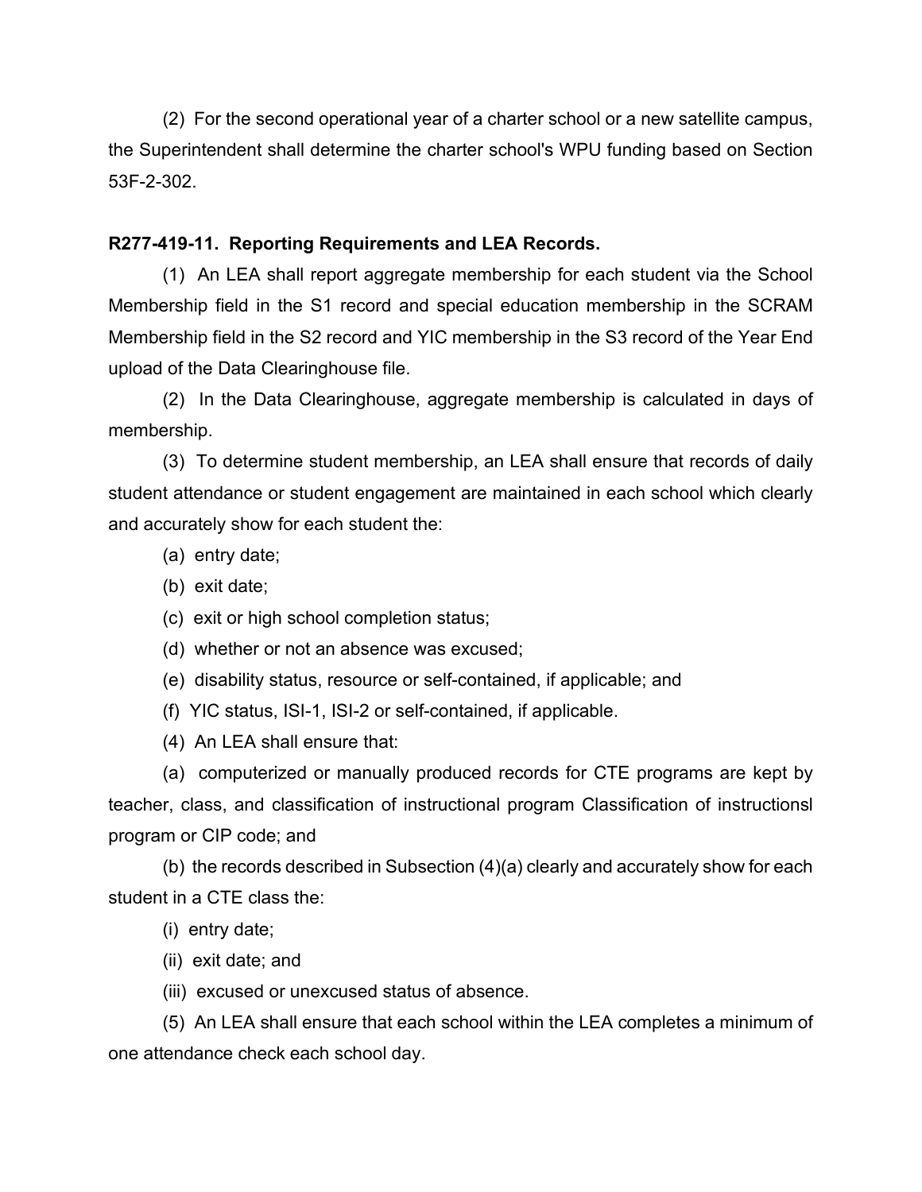(2) For the second operational year of a charter school or a new satellite campus, the Superintendent shall determine the charter school's WPU funding based on Section 53F-2-302.

**R277-419-11. Reporting Requirements and LEA Records.**

(1) An LEA shall report aggregate membership for each student via the School Membership field in the S1 record and special education membership in the SCRAM Membership field in the S2 record and YIC membership in the S3 record of the Year End upload of the Data Clearinghouse file.

(2) In the Data Clearinghouse, aggregate membership is calculated in days of membership.

(3) To determine student membership, an LEA shall ensure that records of daily student attendance or student engagement are maintained in each school which clearly and accurately show for each student the:

(a) entry date;

(b) exit date;

(c) exit or high school completion status;

(d) whether or not an absence was excused;

(e) disability status, resource or self-contained, if applicable; and

(f) YIC status, ISI-1, ISI-2 or self-contained, if applicable.

(4) An LEA shall ensure that:

(a) computerized or manually produced records for CTE programs are kept by teacher, class, and classification of instructional program Classification of instructionsl program or CIP code; and

(b) the records described in Subsection (4)(a) clearly and accurately show for each student in a CTE class the:

(i) entry date;

(ii) exit date; and

(iii) excused or unexcused status of absence.

(5) An LEA shall ensure that each school within the LEA completes a minimum of one attendance check each school day.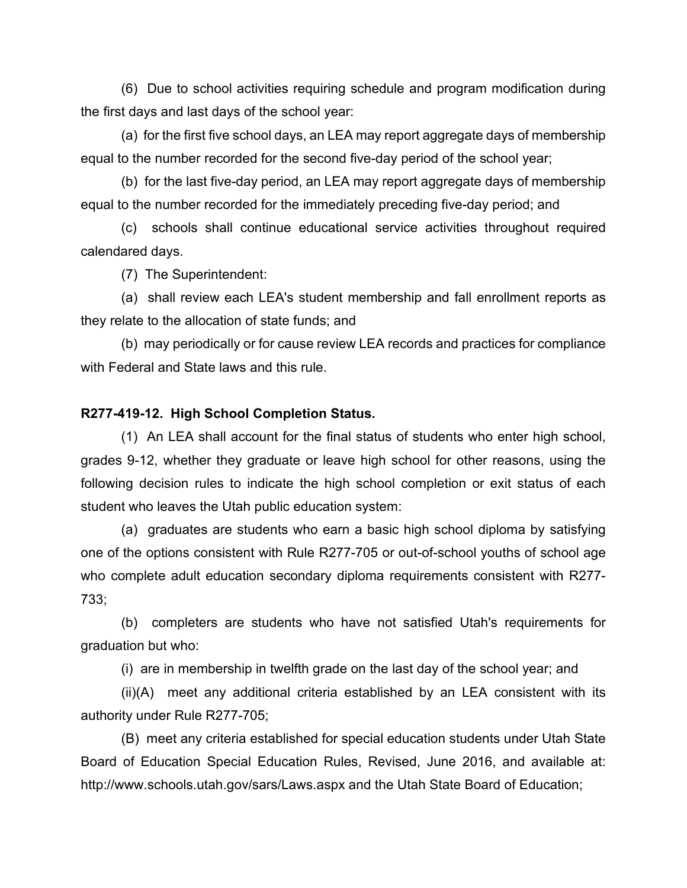(6) Due to school activities requiring schedule and program modification during the first days and last days of the school year:

(a) for the first five school days, an LEA may report aggregate days of membership equal to the number recorded for the second five-day period of the school year;

(b) for the last five-day period, an LEA may report aggregate days of membership equal to the number recorded for the immediately preceding five-day period; and

(c) schools shall continue educational service activities throughout required calendared days.

(7) The Superintendent:

(a) shall review each LEA's student membership and fall enrollment reports as they relate to the allocation of state funds; and

(b) may periodically or for cause review LEA records and practices for compliance with Federal and State laws and this rule.

**R277-419-12. High School Completion Status.**

(1) An LEA shall account for the final status of students who enter high school, grades 9-12, whether they graduate or leave high school for other reasons, using the following decision rules to indicate the high school completion or exit status of each student who leaves the Utah public education system:

(a) graduates are students who earn a basic high school diploma by satisfying one of the options consistent with Rule R277-705 or out-of-school youths of school age who complete adult education secondary diploma requirements consistent with R277-733;

(b) completers are students who have not satisfied Utah's requirements for graduation but who:

(i) are in membership in twelfth grade on the last day of the school year; and

(ii)(A) meet any additional criteria established by an LEA consistent with its authority under Rule R277-705;

(B) meet any criteria established for special education students under Utah State Board of Education Special Education Rules, Revised, June 2016, and available at: http://www.schools.utah.gov/sars/Laws.aspx and the Utah State Board of Education;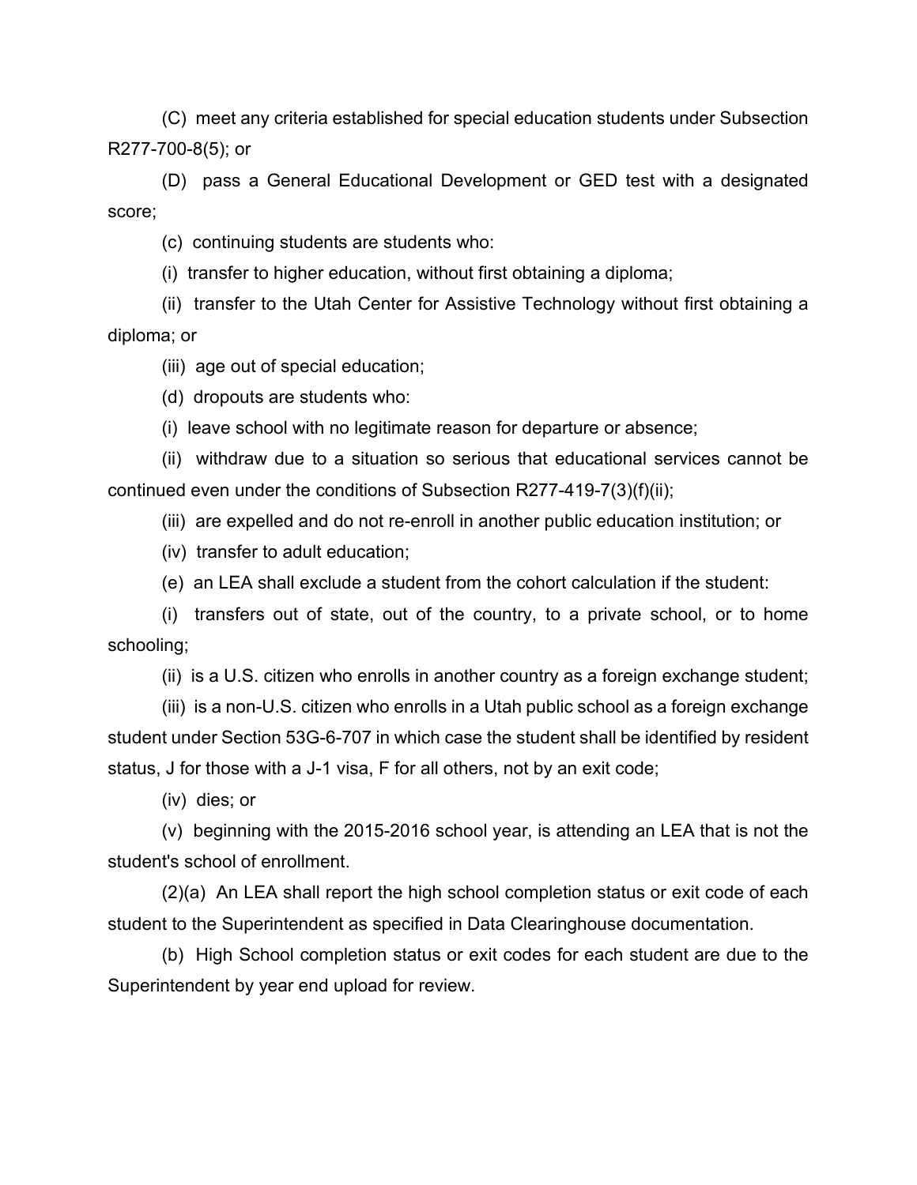(C) meet any criteria established for special education students under Subsection R277-700-8(5); or

(D) pass a General Educational Development or GED test with a designated score;

(c) continuing students are students who:

(i) transfer to higher education, without first obtaining a diploma;

(ii) transfer to the Utah Center for Assistive Technology without first obtaining a diploma; or

(iii) age out of special education;

(d) dropouts are students who:

(i) leave school with no legitimate reason for departure or absence;

(ii) withdraw due to a situation so serious that educational services cannot be continued even under the conditions of Subsection R277-419-7(3)(f)(ii);

(iii) are expelled and do not re-enroll in another public education institution; or

(iv) transfer to adult education;

(e) an LEA shall exclude a student from the cohort calculation if the student:

(i) transfers out of state, out of the country, to a private school, or to home schooling;

(ii) is a U.S. citizen who enrolls in another country as a foreign exchange student;

(iii) is a non-U.S. citizen who enrolls in a Utah public school as a foreign exchange student under Section 53G-6-707 in which case the student shall be identified by resident status, J for those with a J-1 visa, F for all others, not by an exit code;

(iv) dies; or

(v) beginning with the 2015-2016 school year, is attending an LEA that is not the student's school of enrollment.

(2)(a) An LEA shall report the high school completion status or exit code of each student to the Superintendent as specified in Data Clearinghouse documentation.

(b) High School completion status or exit codes for each student are due to the Superintendent by year end upload for review.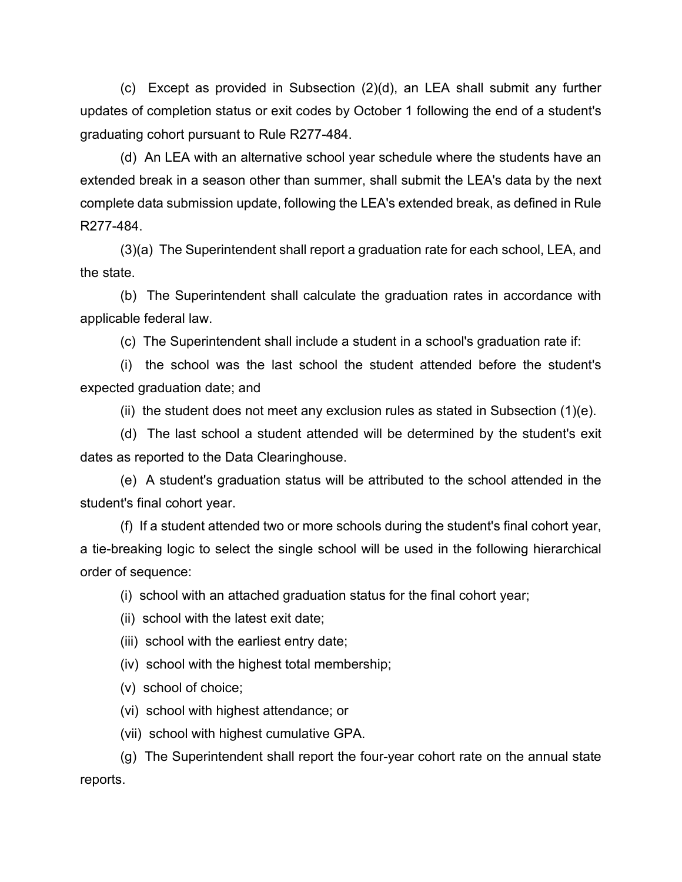(c) Except as provided in Subsection (2)(d), an LEA shall submit any further updates of completion status or exit codes by October 1 following the end of a student's graduating cohort pursuant to Rule R277-484.

(d) An LEA with an alternative school year schedule where the students have an extended break in a season other than summer, shall submit the LEA's data by the next complete data submission update, following the LEA's extended break, as defined in Rule R277-484.

(3)(a) The Superintendent shall report a graduation rate for each school, LEA, and the state.

(b) The Superintendent shall calculate the graduation rates in accordance with applicable federal law.

(c) The Superintendent shall include a student in a school's graduation rate if:

(i) the school was the last school the student attended before the student's expected graduation date; and

(ii) the student does not meet any exclusion rules as stated in Subsection (1)(e).

(d) The last school a student attended will be determined by the student's exit dates as reported to the Data Clearinghouse.

(e) A student's graduation status will be attributed to the school attended in the student's final cohort year.

(f) If a student attended two or more schools during the student's final cohort year, a tie-breaking logic to select the single school will be used in the following hierarchical order of sequence:

(i) school with an attached graduation status for the final cohort year;

(ii) school with the latest exit date;

(iii) school with the earliest entry date;

(iv) school with the highest total membership;

(v) school of choice;

(vi) school with highest attendance; or

(vii) school with highest cumulative GPA.

(g) The Superintendent shall report the four-year cohort rate on the annual state reports.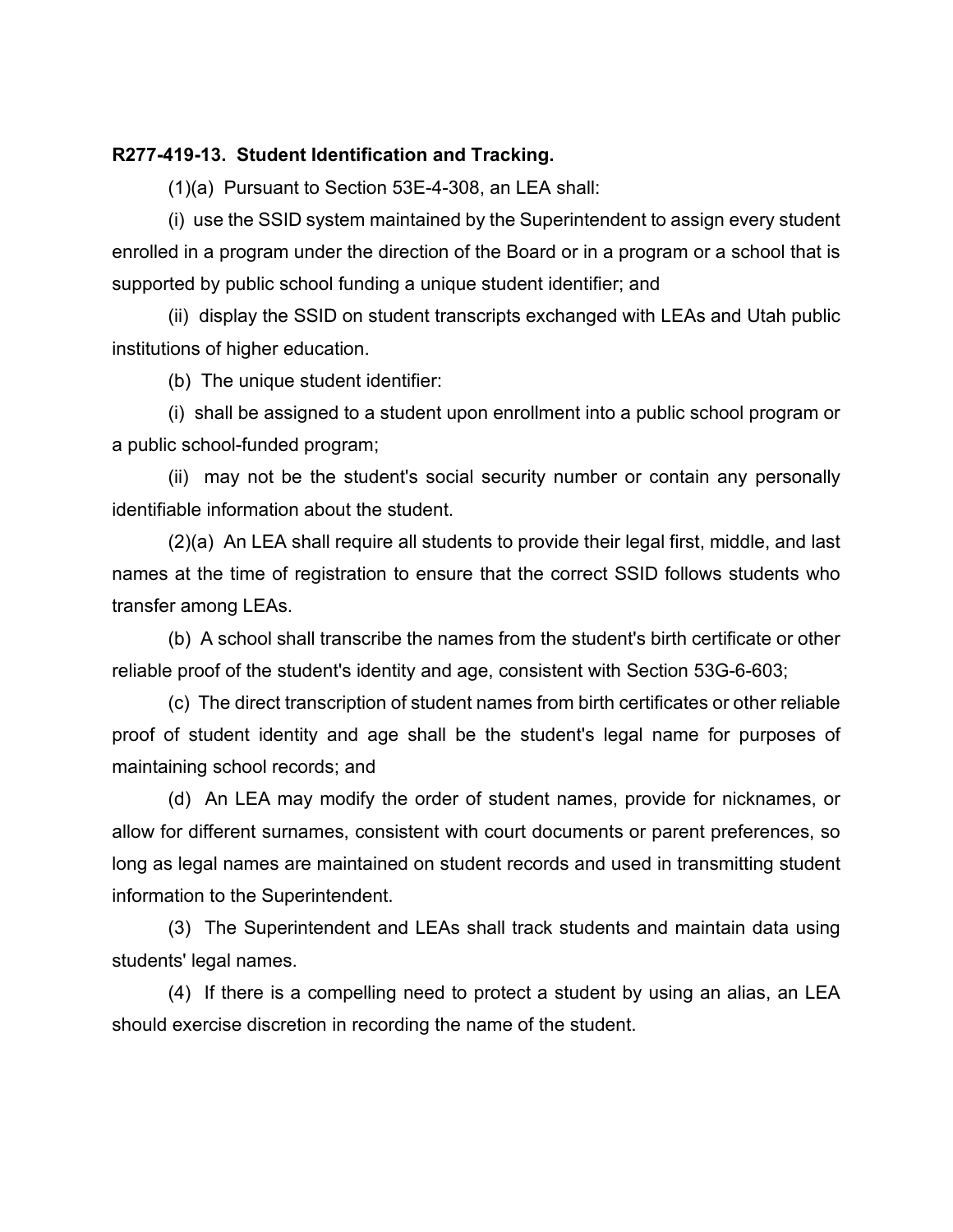**R277-419-13. Student Identification and Tracking.**

(1)(a) Pursuant to Section 53E-4-308, an LEA shall:

(i) use the SSID system maintained by the Superintendent to assign every student enrolled in a program under the direction of the Board or in a program or a school that is supported by public school funding a unique student identifier; and

(ii) display the SSID on student transcripts exchanged with LEAs and Utah public institutions of higher education.

(b) The unique student identifier:

(i) shall be assigned to a student upon enrollment into a public school program or a public school-funded program;

(ii) may not be the student's social security number or contain any personally identifiable information about the student.

(2)(a) An LEA shall require all students to provide their legal first, middle, and last names at the time of registration to ensure that the correct SSID follows students who transfer among LEAs.

(b) A school shall transcribe the names from the student's birth certificate or other reliable proof of the student's identity and age, consistent with Section 53G-6-603;

(c) The direct transcription of student names from birth certificates or other reliable proof of student identity and age shall be the student's legal name for purposes of maintaining school records; and

(d) An LEA may modify the order of student names, provide for nicknames, or allow for different surnames, consistent with court documents or parent preferences, so long as legal names are maintained on student records and used in transmitting student information to the Superintendent.

(3) The Superintendent and LEAs shall track students and maintain data using students' legal names.

(4) If there is a compelling need to protect a student by using an alias, an LEA should exercise discretion in recording the name of the student.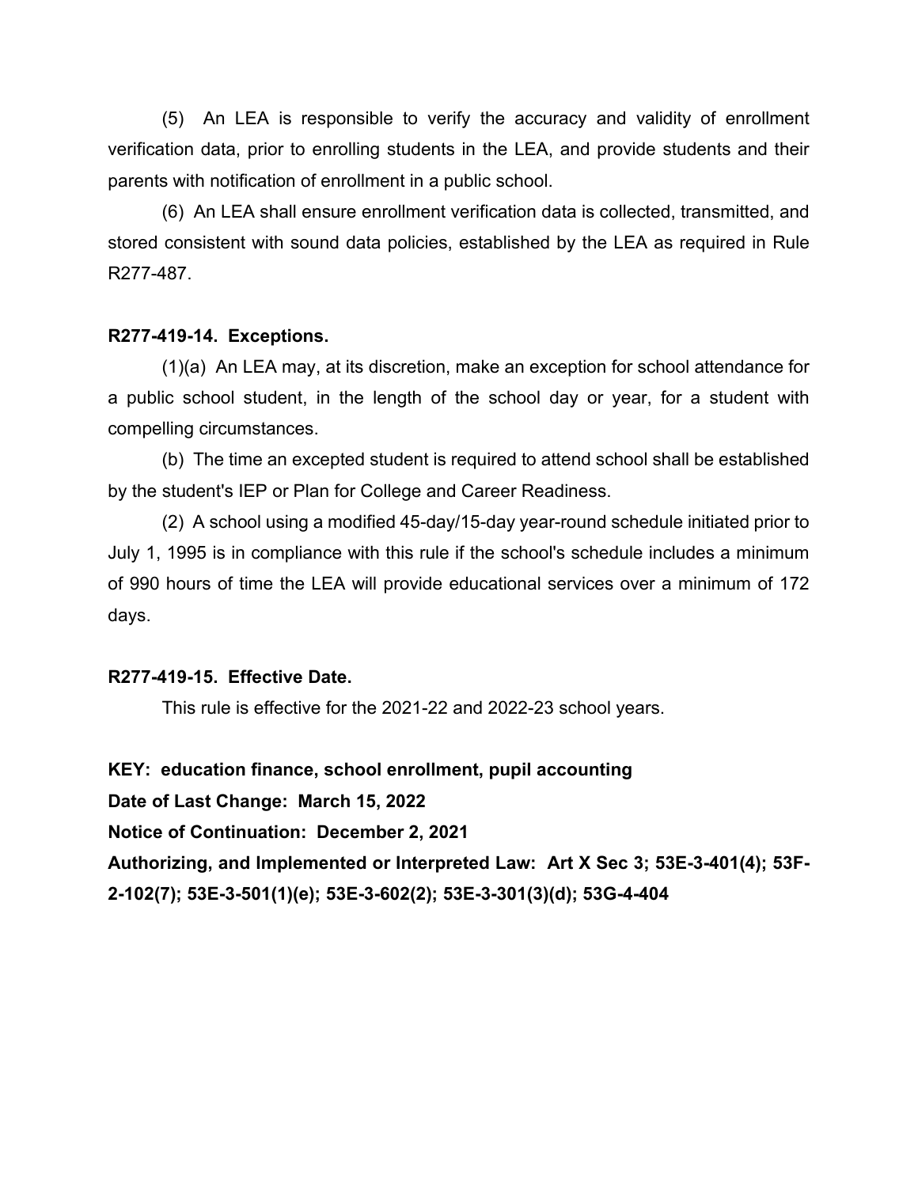(5) An LEA is responsible to verify the accuracy and validity of enrollment verification data, prior to enrolling students in the LEA, and provide students and their parents with notification of enrollment in a public school.

(6) An LEA shall ensure enrollment verification data is collected, transmitted, and stored consistent with sound data policies, established by the LEA as required in Rule R277-487.

**R277-419-14. Exceptions.**

(1)(a) An LEA may, at its discretion, make an exception for school attendance for a public school student, in the length of the school day or year, for a student with compelling circumstances.

(b) The time an excepted student is required to attend school shall be established by the student's IEP or Plan for College and Career Readiness.

(2) A school using a modified 45-day/15-day year-round schedule initiated prior to July 1, 1995 is in compliance with this rule if the school's schedule includes a minimum of 990 hours of time the LEA will provide educational services over a minimum of 172 days.

**R277-419-15. Effective Date.**

This rule is effective for the 2021-22 and 2022-23 school years.

**KEY: education finance, school enrollment, pupil accounting**

**Date of Last Change: March 15, 2022**

**Notice of Continuation: December 2, 2021**

**Authorizing, and Implemented or Interpreted Law: Art X Sec 3; 53E-3-401(4); 53F-2-102(7); 53E-3-501(1)(e); 53E-3-602(2); 53E-3-301(3)(d); 53G-4-404**